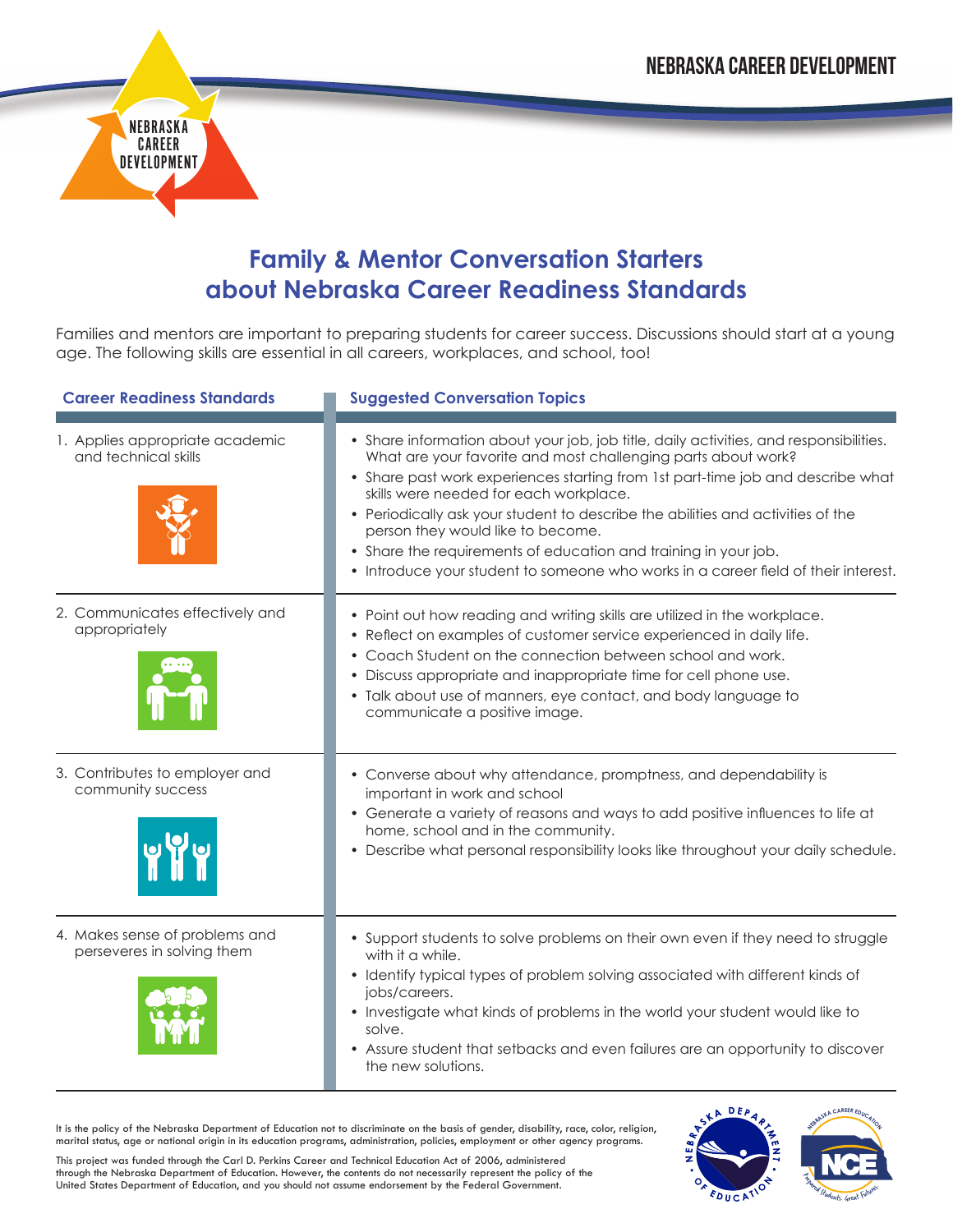NEBRASKA CAREER DEVELOPMENT

# Family & Mentor Conversation Starters about Nebraska Career Readiness Standards

Families and mentors are important to preparing students for career success. Discussions should start at a young age. The following skills are essential in all careers, workplaces, and school, too!

| Career Readiness Standards | Suggested Conversation Topics |
|---|---|
| 1. Applies appropriate academic and technical skills | • Share information about your job, job title, daily activities, and responsibilities. What are your favorite and most challenging parts about work?<br>• Share past work experiences starting from 1st part-time job and describe what skills were needed for each workplace.<br>• Periodically ask your student to describe the abilities and activities of the person they would like to become.<br>• Share the requirements of education and training in your job.<br>• Introduce your student to someone who works in a career field of their interest. |
| 2. Communicates effectively and appropriately | • Point out how reading and writing skills are utilized in the workplace.<br>• Reflect on examples of customer service experienced in daily life.<br>• Coach Student on the connection between school and work.<br>• Discuss appropriate and inappropriate time for cell phone use.<br>• Talk about use of manners, eye contact, and body language to communicate a positive image. |
| 3. Contributes to employer and community success | • Converse about why attendance, promptness, and dependability is important in work and school<br>• Generate a variety of reasons and ways to add positive influences to life at home, school and in the community.<br>• Describe what personal responsibility looks like throughout your daily schedule. |
| 4. Makes sense of problems and perseveres in solving them | • Support students to solve problems on their own even if they need to struggle with it a while.<br>• Identify typical types of problem solving associated with different kinds of jobs/careers.<br>• Investigate what kinds of problems in the world your student would like to solve.<br>• Assure student that setbacks and even failures are an opportunity to discover the new solutions. |

It is the policy of the Nebraska Department of Education not to discriminate on the basis of gender, disability, race, color, religion, marital status, age or national origin in its education programs, administration, policies, employment or other agency programs.

This project was funded through the Carl D. Perkins Career and Technical Education Act of 2006, administered through the Nebraska Department of Education. However, the contents do not necessarily represent the policy of the United States Department of Education, and you should not assume endorsement by the Federal Government.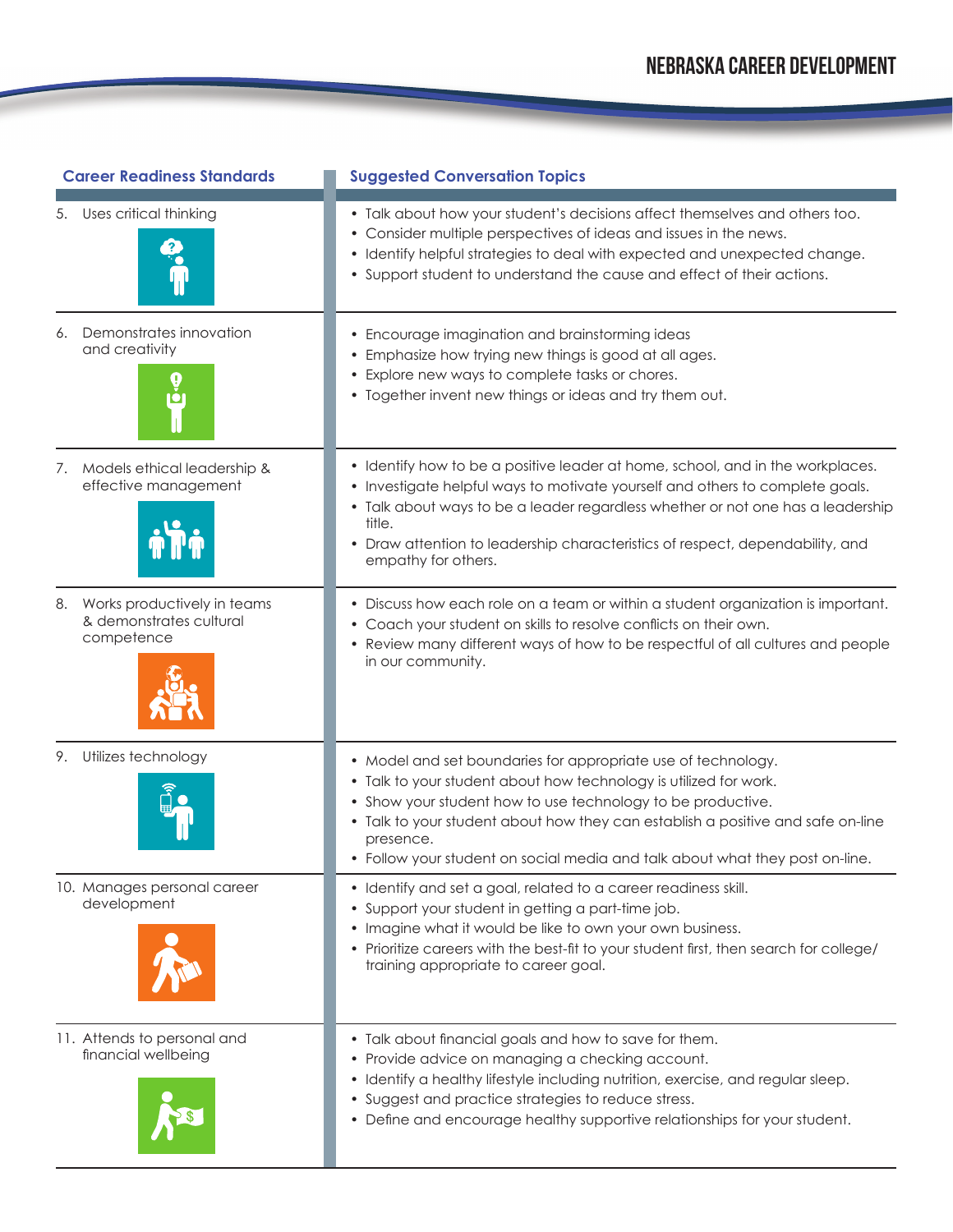| Career Readiness Standards | Suggested Conversation Topics |
|---|---|
| 5. Uses critical thinking | • Talk about how your student's decisions affect themselves and others too.<br>• Consider multiple perspectives of ideas and issues in the news.<br>• Identify helpful strategies to deal with expected and unexpected change.<br>• Support student to understand the cause and effect of their actions. |
| 6. Demonstrates innovation and creativity | • Encourage imagination and brainstorming ideas<br>• Emphasize how trying new things is good at all ages.<br>• Explore new ways to complete tasks or chores.<br>• Together invent new things or ideas and try them out. |
| 7. Models ethical leadership & effective management | • Identify how to be a positive leader at home, school, and in the workplaces.<br>• Investigate helpful ways to motivate yourself and others to complete goals.<br>• Talk about ways to be a leader regardless whether or not one has a leadership title.<br>• Draw attention to leadership characteristics of respect, dependability, and empathy for others. |
| 8. Works productively in teams & demonstrates cultural competence | • Discuss how each role on a team or within a student organization is important.<br>• Coach your student on skills to resolve conflicts on their own.<br>• Review many different ways of how to be respectful of all cultures and people in our community. |
| 9. Utilizes technology | • Model and set boundaries for appropriate use of technology.<br>• Talk to your student about how technology is utilized for work.<br>• Show your student how to use technology to be productive.<br>• Talk to your student about how they can establish a positive and safe on-line presence.<br>• Follow your student on social media and talk about what they post on-line. |
| 10. Manages personal career development | • Identify and set a goal, related to a career readiness skill.<br>• Support your student in getting a part-time job.<br>• Imagine what it would be like to own your own business.<br>• Prioritize careers with the best-fit to your student first, then search for college/ training appropriate to career goal. |
| 11. Attends to personal and financial wellbeing | • Talk about financial goals and how to save for them.<br>• Provide advice on managing a checking account.<br>• Identify a healthy lifestyle including nutrition, exercise, and regular sleep.<br>• Suggest and practice strategies to reduce stress.<br>• Define and encourage healthy supportive relationships for your student. |